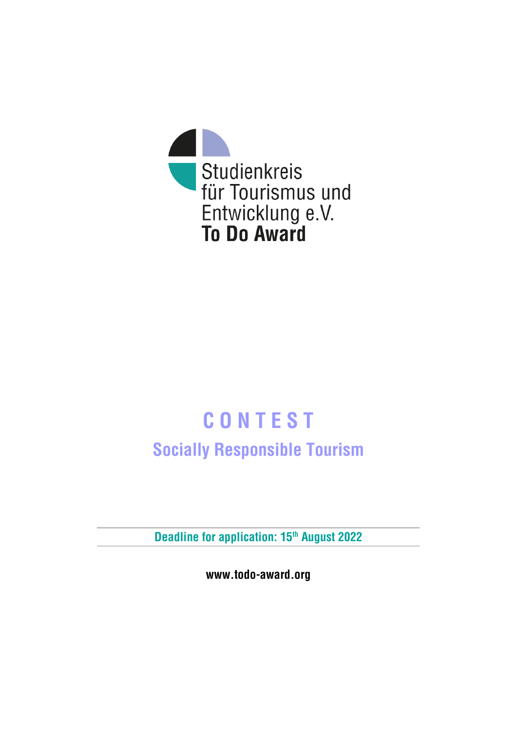Studienkreis
für Tourismus und
Entwicklung e.V.
**To Do Award**

# C O N T E S T

## Socially Responsible Tourism

**Deadline for application: 15th August 2022**

**www.todo-award.org**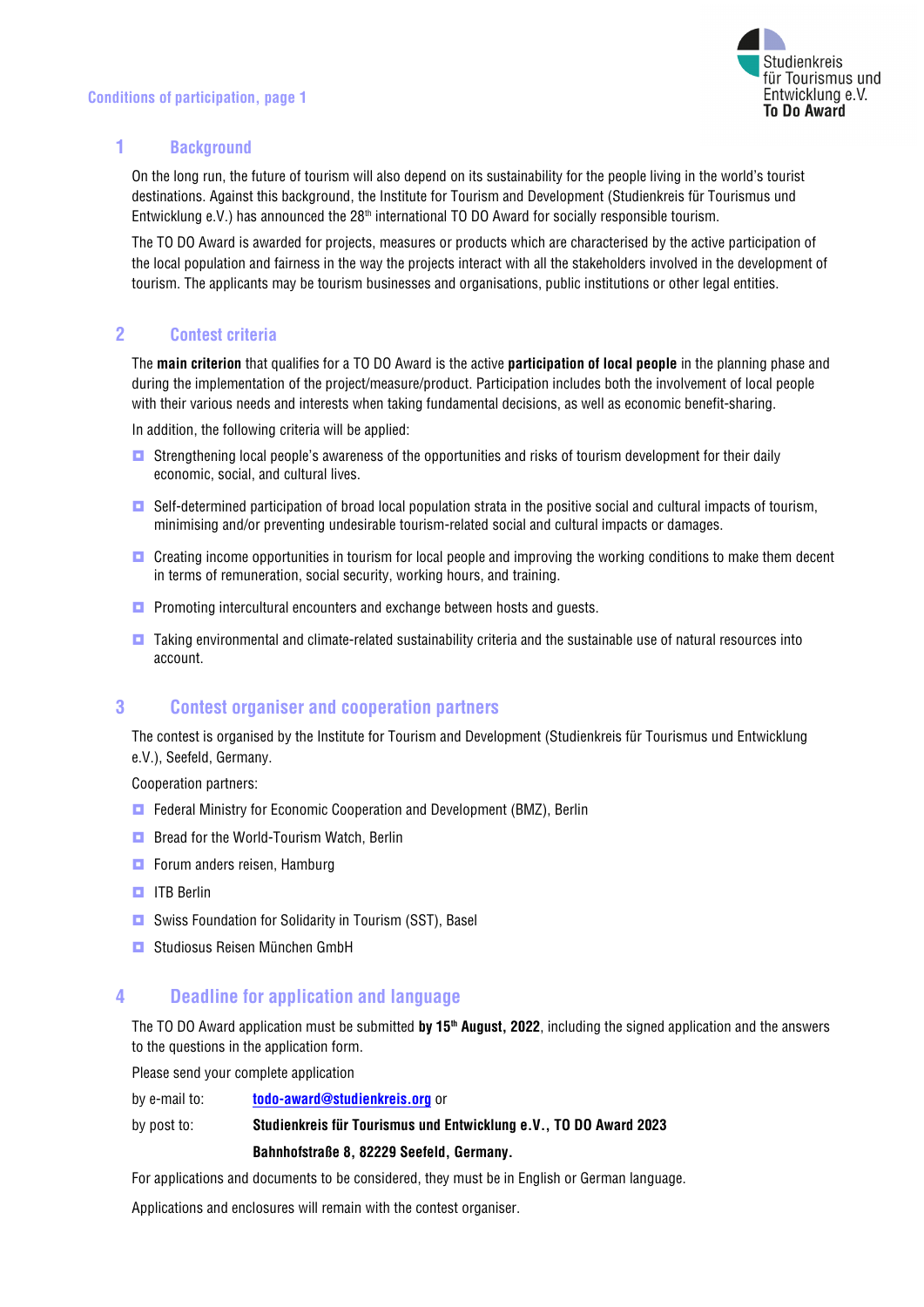## 1 Background

On the long run, the future of tourism will also depend on its sustainability for the people living in the world's tourist destinations. Against this background, the Institute for Tourism and Development (Studienkreis für Tourismus und Entwicklung e.V.) has announced the 28th international TO DO Award for socially responsible tourism.

The TO DO Award is awarded for projects, measures or products which are characterised by the active participation of the local population and fairness in the way the projects interact with all the stakeholders involved in the development of tourism. The applicants may be tourism businesses and organisations, public institutions or other legal entities.

## 2 Contest criteria

The **main criterion** that qualifies for a TO DO Award is the active **participation of local people** in the planning phase and during the implementation of the project/measure/product. Participation includes both the involvement of local people with their various needs and interests when taking fundamental decisions, as well as economic benefit-sharing.

In addition, the following criteria will be applied:

- Strengthening local people's awareness of the opportunities and risks of tourism development for their daily economic, social, and cultural lives.
- Self-determined participation of broad local population strata in the positive social and cultural impacts of tourism, minimising and/or preventing undesirable tourism-related social and cultural impacts or damages.
- Creating income opportunities in tourism for local people and improving the working conditions to make them decent in terms of remuneration, social security, working hours, and training.
- Promoting intercultural encounters and exchange between hosts and guests.
- Taking environmental and climate-related sustainability criteria and the sustainable use of natural resources into account.

## 3 Contest organiser and cooperation partners

The contest is organised by the Institute for Tourism and Development (Studienkreis für Tourismus und Entwicklung e.V.), Seefeld, Germany.

Cooperation partners:

- Federal Ministry for Economic Cooperation and Development (BMZ), Berlin
- Bread for the World-Tourism Watch, Berlin
- Forum anders reisen, Hamburg
- ITB Berlin
- Swiss Foundation for Solidarity in Tourism (SST), Basel
- Studiosus Reisen München GmbH

## 4 Deadline for application and language

The TO DO Award application must be submitted **by 15th August, 2022**, including the signed application and the answers to the questions in the application form.

Please send your complete application

by e-mail to: todo-award@studienkreis.org or

by post to: **Studienkreis für Tourismus und Entwicklung e.V., TO DO Award 2023**
**Bahnhofstraße 8, 82229 Seefeld, Germany.**

For applications and documents to be considered, they must be in English or German language.

Applications and enclosures will remain with the contest organiser.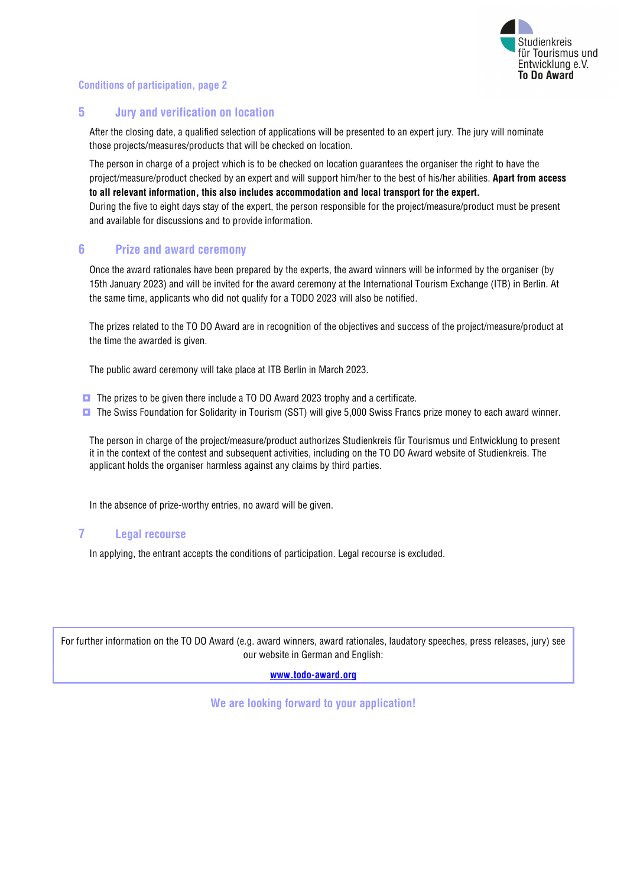Conditions of participation, page 2

## 5 Jury and verification on location

After the closing date, a qualified selection of applications will be presented to an expert jury. The jury will nominate those projects/measures/products that will be checked on location.

The person in charge of a project which is to be checked on location guarantees the organiser the right to have the project/measure/product checked by an expert and will support him/her to the best of his/her abilities. **Apart from access to all relevant information, this also includes accommodation and local transport for the expert.**
During the five to eight days stay of the expert, the person responsible for the project/measure/product must be present and available for discussions and to provide information.

## 6 Prize and award ceremony

Once the award rationales have been prepared by the experts, the award winners will be informed by the organiser (by 15th January 2023) and will be invited for the award ceremony at the International Tourism Exchange (ITB) in Berlin. At the same time, applicants who did not qualify for a TODO 2023 will also be notified.

The prizes related to the TO DO Award are in recognition of the objectives and success of the project/measure/product at the time the awarded is given.

The public award ceremony will take place at ITB Berlin in March 2023.

- The prizes to be given there include a TO DO Award 2023 trophy and a certificate.
- The Swiss Foundation for Solidarity in Tourism (SST) will give 5,000 Swiss Francs prize money to each award winner.

The person in charge of the project/measure/product authorizes Studienkreis für Tourismus und Entwicklung to present it in the context of the contest and subsequent activities, including on the TO DO Award website of Studienkreis. The applicant holds the organiser harmless against any claims by third parties.

In the absence of prize-worthy entries, no award will be given.

## 7 Legal recourse

In applying, the entrant accepts the conditions of participation. Legal recourse is excluded.

For further information on the TO DO Award (e.g. award winners, award rationales, laudatory speeches, press releases, jury) see our website in German and English:

**www.todo-award.org**

**We are looking forward to your application!**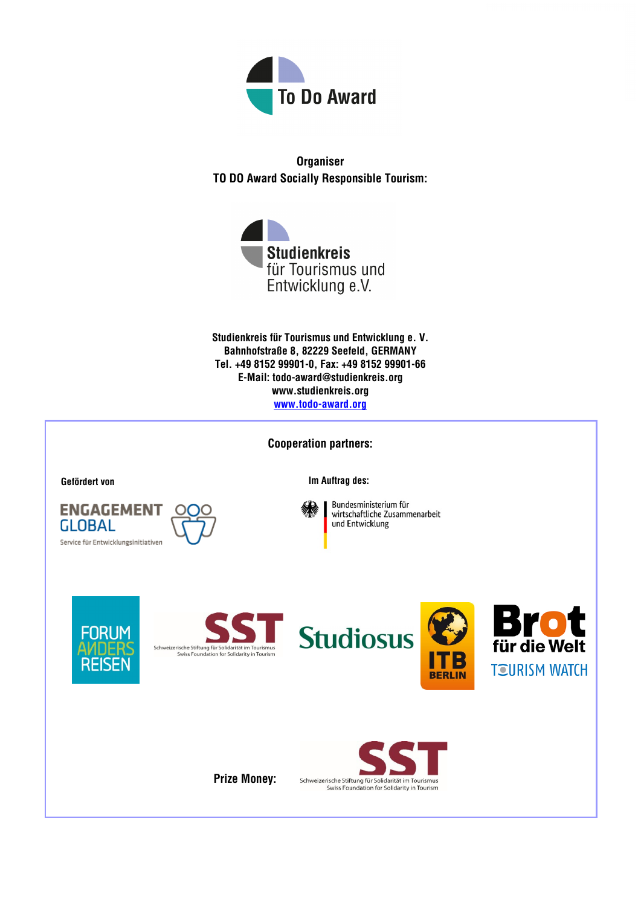To Do Award

**Organiser**
**TO DO Award Socially Responsible Tourism:**

Studienkreis für Tourismus und Entwicklung e.V.

**Studienkreis für Tourismus und Entwicklung e. V.**
**Bahnhofstraße 8, 82229 Seefeld, GERMANY**
**Tel. +49 8152 99901-0, Fax: +49 8152 99901-66**
**E-Mail: todo-award@studienkreis.org**
**www.studienkreis.org**
**www.todo-award.org**

**Cooperation partners:**

**Gefördert von**

ENGAGEMENT GLOBAL
Service für Entwicklungsinitiativen

**Im Auftrag des:**

Bundesministerium für wirtschaftliche Zusammenarbeit und Entwicklung

FORUM ANDERS REISEN

SST
Schweizerische Stiftung für Solidarität im Tourismus
Swiss Foundation for Solidarity in Tourism

Studiosus

ITB BERLIN

Brot für die Welt
TOURISM WATCH

**Prize Money:**

SST
Schweizerische Stiftung für Solidarität im Tourismus
Swiss Foundation for Solidarity in Tourism